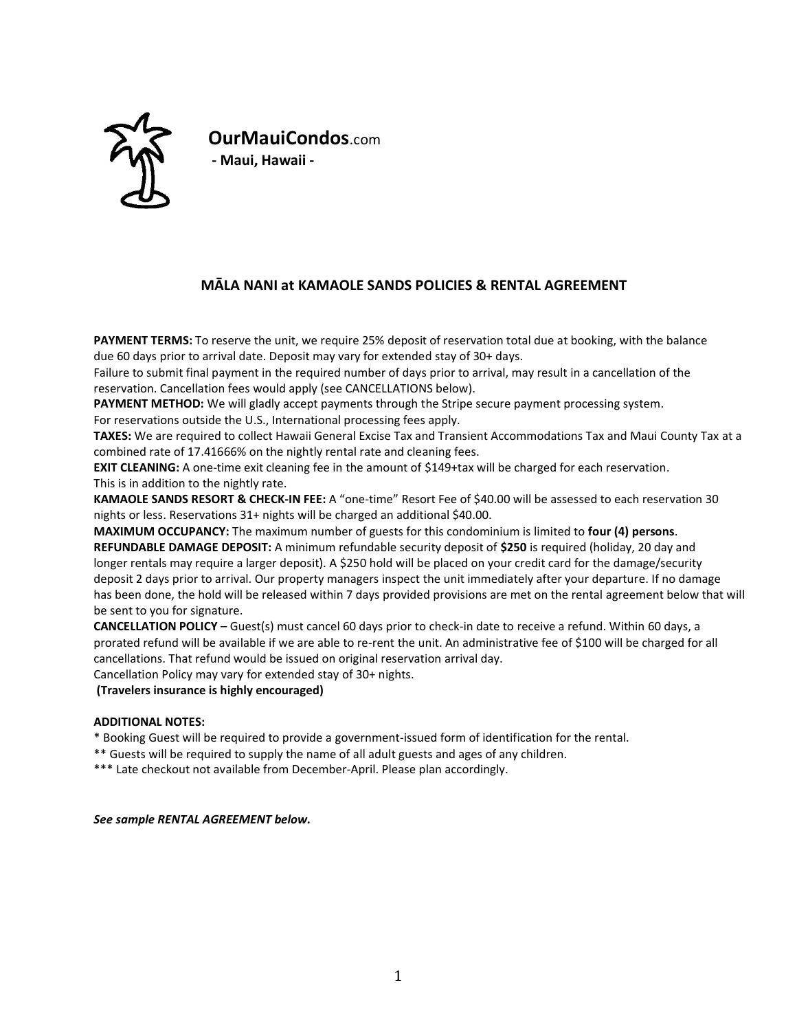**OurMauiCondos**.com

**- Maui, Hawaii -**

## MĀLA NANI at KAMAOLE SANDS POLICIES & RENTAL AGREEMENT

**PAYMENT TERMS:** To reserve the unit, we require 25% deposit of reservation total due at booking, with the balance due 60 days prior to arrival date. Deposit may vary for extended stay of 30+ days.
Failure to submit final payment in the required number of days prior to arrival, may result in a cancellation of the reservation. Cancellation fees would apply (see CANCELLATIONS below).

**PAYMENT METHOD:** We will gladly accept payments through the Stripe secure payment processing system.
For reservations outside the U.S., International processing fees apply.

**TAXES:** We are required to collect Hawaii General Excise Tax and Transient Accommodations Tax and Maui County Tax at a combined rate of 17.41666% on the nightly rental rate and cleaning fees.

**EXIT CLEANING:** A one-time exit cleaning fee in the amount of $149+tax will be charged for each reservation.
This is in addition to the nightly rate.

**KAMAOLE SANDS RESORT & CHECK-IN FEE:** A "one-time" Resort Fee of $40.00 will be assessed to each reservation 30 nights or less. Reservations 31+ nights will be charged an additional $40.00.

**MAXIMUM OCCUPANCY:** The maximum number of guests for this condominium is limited to **four (4) persons**.

**REFUNDABLE DAMAGE DEPOSIT:** A minimum refundable security deposit of **$250** is required (holiday, 20 day and longer rentals may require a larger deposit). A $250 hold will be placed on your credit card for the damage/security deposit 2 days prior to arrival. Our property managers inspect the unit immediately after your departure. If no damage has been done, the hold will be released within 7 days provided provisions are met on the rental agreement below that will be sent to you for signature.

**CANCELLATION POLICY** – Guest(s) must cancel 60 days prior to check-in date to receive a refund. Within 60 days, a prorated refund will be available if we are able to re-rent the unit. An administrative fee of $100 will be charged for all cancellations. That refund would be issued on original reservation arrival day.
Cancellation Policy may vary for extended stay of 30+ nights.

**(Travelers insurance is highly encouraged)**

**ADDITIONAL NOTES:**

* Booking Guest will be required to provide a government-issued form of identification for the rental.

** Guests will be required to supply the name of all adult guests and ages of any children.

*** Late checkout not available from December-April. Please plan accordingly.

***See sample RENTAL AGREEMENT below.***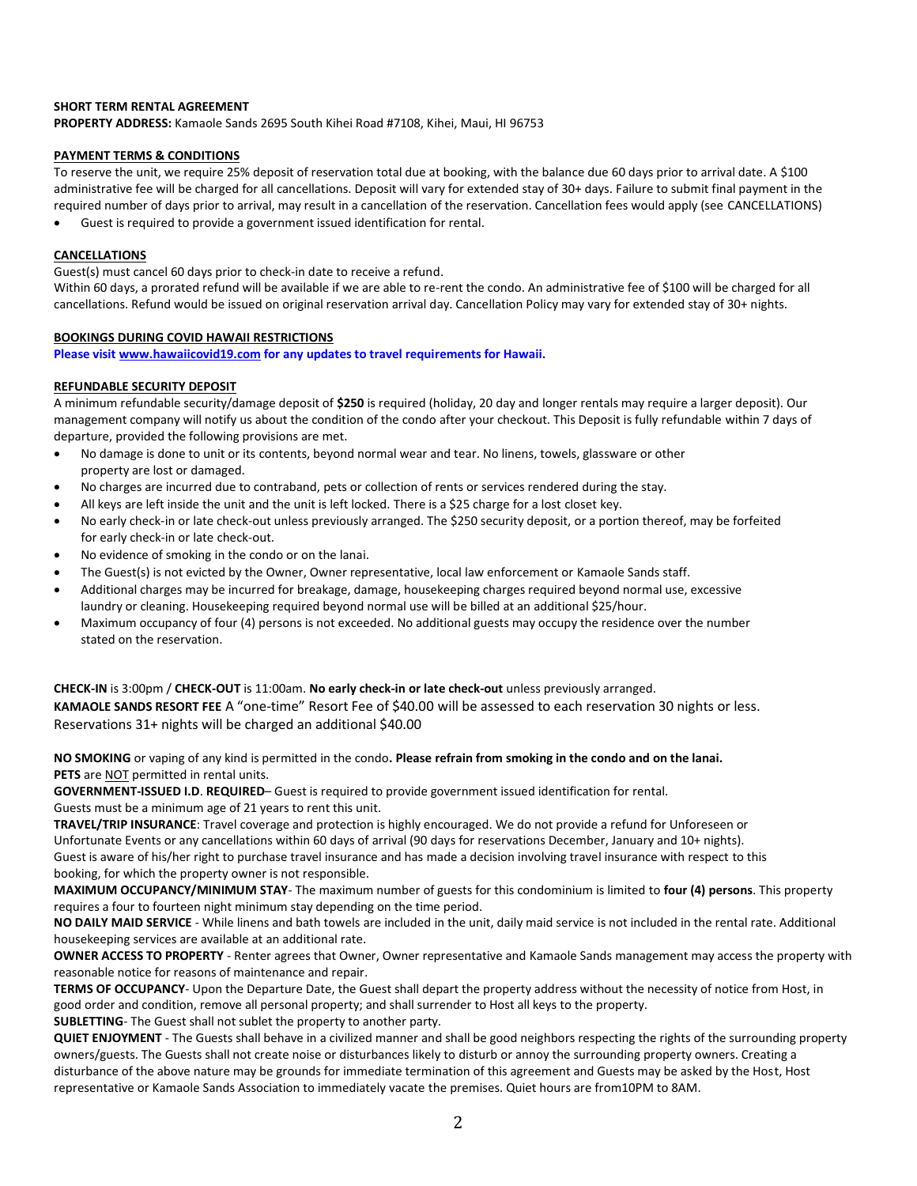**SHORT TERM RENTAL AGREEMENT**

**PROPERTY ADDRESS:** Kamaole Sands 2695 South Kihei Road #7108, Kihei, Maui, HI 96753

**PAYMENT TERMS & CONDITIONS**

To reserve the unit, we require 25% deposit of reservation total due at booking, with the balance due 60 days prior to arrival date. A $100 administrative fee will be charged for all cancellations. Deposit will vary for extended stay of 30+ days. Failure to submit final payment in the required number of days prior to arrival, may result in a cancellation of the reservation. Cancellation fees would apply (see CANCELLATIONS)

- Guest is required to provide a government issued identification for rental.

**CANCELLATIONS**

Guest(s) must cancel 60 days prior to check-in date to receive a refund.

Within 60 days, a prorated refund will be available if we are able to re-rent the condo. An administrative fee of $100 will be charged for all cancellations. Refund would be issued on original reservation arrival day. Cancellation Policy may vary for extended stay of 30+ nights.

**BOOKINGS DURING COVID HAWAII RESTRICTIONS**

**Please visit www.hawaiicovid19.com for any updates to travel requirements for Hawaii.**

**REFUNDABLE SECURITY DEPOSIT**

A minimum refundable security/damage deposit of **$250** is required (holiday, 20 day and longer rentals may require a larger deposit). Our management company will notify us about the condition of the condo after your checkout. This Deposit is fully refundable within 7 days of departure, provided the following provisions are met.

- No damage is done to unit or its contents, beyond normal wear and tear. No linens, towels, glassware or other property are lost or damaged.
- No charges are incurred due to contraband, pets or collection of rents or services rendered during the stay.
- All keys are left inside the unit and the unit is left locked. There is a $25 charge for a lost closet key.
- No early check-in or late check-out unless previously arranged. The $250 security deposit, or a portion thereof, may be forfeited for early check-in or late check-out.
- No evidence of smoking in the condo or on the lanai.
- The Guest(s) is not evicted by the Owner, Owner representative, local law enforcement or Kamaole Sands staff.
- Additional charges may be incurred for breakage, damage, housekeeping charges required beyond normal use, excessive laundry or cleaning. Housekeeping required beyond normal use will be billed at an additional $25/hour.
- Maximum occupancy of four (4) persons is not exceeded. No additional guests may occupy the residence over the number stated on the reservation.

**CHECK-IN** is 3:00pm / **CHECK-OUT** is 11:00am. **No early check-in or late check-out** unless previously arranged.

**KAMAOLE SANDS RESORT FEE** A "one-time" Resort Fee of $40.00 will be assessed to each reservation 30 nights or less. Reservations 31+ nights will be charged an additional $40.00

**NO SMOKING** or vaping of any kind is permitted in the condo**. Please refrain from smoking in the condo and on the lanai.**

**PETS** are NOT permitted in rental units.

**GOVERNMENT-ISSUED I.D**. **REQUIRED**– Guest is required to provide government issued identification for rental.

Guests must be a minimum age of 21 years to rent this unit.

**TRAVEL/TRIP INSURANCE**: Travel coverage and protection is highly encouraged. We do not provide a refund for Unforeseen or Unfortunate Events or any cancellations within 60 days of arrival (90 days for reservations December, January and 10+ nights). Guest is aware of his/her right to purchase travel insurance and has made a decision involving travel insurance with respect to this booking, for which the property owner is not responsible.

**MAXIMUM OCCUPANCY/MINIMUM STAY**- The maximum number of guests for this condominium is limited to **four (4) persons**. This property requires a four to fourteen night minimum stay depending on the time period.

**NO DAILY MAID SERVICE** - While linens and bath towels are included in the unit, daily maid service is not included in the rental rate. Additional housekeeping services are available at an additional rate.

**OWNER ACCESS TO PROPERTY** - Renter agrees that Owner, Owner representative and Kamaole Sands management may access the property with reasonable notice for reasons of maintenance and repair.

**TERMS OF OCCUPANCY**- Upon the Departure Date, the Guest shall depart the property address without the necessity of notice from Host, in good order and condition, remove all personal property; and shall surrender to Host all keys to the property.

**SUBLETTING**- The Guest shall not sublet the property to another party.

**QUIET ENJOYMENT** - The Guests shall behave in a civilized manner and shall be good neighbors respecting the rights of the surrounding property owners/guests. The Guests shall not create noise or disturbances likely to disturb or annoy the surrounding property owners. Creating a disturbance of the above nature may be grounds for immediate termination of this agreement and Guests may be asked by the Host, Host representative or Kamaole Sands Association to immediately vacate the premises. Quiet hours are from10PM to 8AM.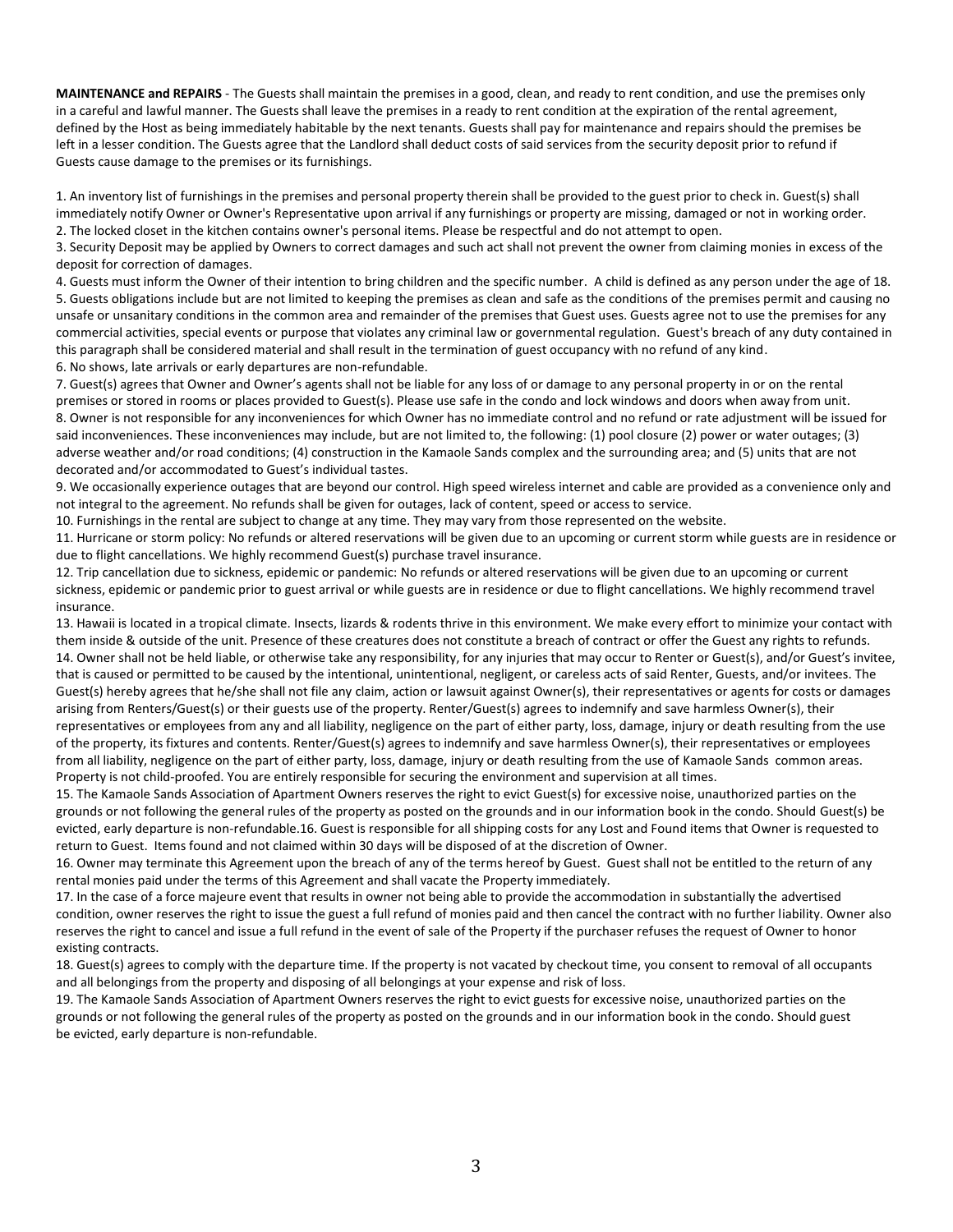**MAINTENANCE and REPAIRS** - The Guests shall maintain the premises in a good, clean, and ready to rent condition, and use the premises only in a careful and lawful manner. The Guests shall leave the premises in a ready to rent condition at the expiration of the rental agreement, defined by the Host as being immediately habitable by the next tenants. Guests shall pay for maintenance and repairs should the premises be left in a lesser condition. The Guests agree that the Landlord shall deduct costs of said services from the security deposit prior to refund if Guests cause damage to the premises or its furnishings.

1. An inventory list of furnishings in the premises and personal property therein shall be provided to the guest prior to check in. Guest(s) shall immediately notify Owner or Owner's Representative upon arrival if any furnishings or property are missing, damaged or not in working order.
2. The locked closet in the kitchen contains owner's personal items. Please be respectful and do not attempt to open.
3. Security Deposit may be applied by Owners to correct damages and such act shall not prevent the owner from claiming monies in excess of the deposit for correction of damages.
4. Guests must inform the Owner of their intention to bring children and the specific number. A child is defined as any person under the age of 18.
5. Guests obligations include but are not limited to keeping the premises as clean and safe as the conditions of the premises permit and causing no unsafe or unsanitary conditions in the common area and remainder of the premises that Guest uses. Guests agree not to use the premises for any commercial activities, special events or purpose that violates any criminal law or governmental regulation. Guest's breach of any duty contained in this paragraph shall be considered material and shall result in the termination of guest occupancy with no refund of any kind.
6. No shows, late arrivals or early departures are non-refundable.
7. Guest(s) agrees that Owner and Owner's agents shall not be liable for any loss of or damage to any personal property in or on the rental premises or stored in rooms or places provided to Guest(s). Please use safe in the condo and lock windows and doors when away from unit.
8. Owner is not responsible for any inconveniences for which Owner has no immediate control and no refund or rate adjustment will be issued for said inconveniences. These inconveniences may include, but are not limited to, the following: (1) pool closure (2) power or water outages; (3) adverse weather and/or road conditions; (4) construction in the Kamaole Sands complex and the surrounding area; and (5) units that are not decorated and/or accommodated to Guest's individual tastes.
9. We occasionally experience outages that are beyond our control. High speed wireless internet and cable are provided as a convenience only and not integral to the agreement. No refunds shall be given for outages, lack of content, speed or access to service.
10. Furnishings in the rental are subject to change at any time. They may vary from those represented on the website.
11. Hurricane or storm policy: No refunds or altered reservations will be given due to an upcoming or current storm while guests are in residence or due to flight cancellations. We highly recommend Guest(s) purchase travel insurance.
12. Trip cancellation due to sickness, epidemic or pandemic: No refunds or altered reservations will be given due to an upcoming or current sickness, epidemic or pandemic prior to guest arrival or while guests are in residence or due to flight cancellations. We highly recommend travel insurance.
13. Hawaii is located in a tropical climate. Insects, lizards & rodents thrive in this environment. We make every effort to minimize your contact with them inside & outside of the unit. Presence of these creatures does not constitute a breach of contract or offer the Guest any rights to refunds.
14. Owner shall not be held liable, or otherwise take any responsibility, for any injuries that may occur to Renter or Guest(s), and/or Guest's invitee, that is caused or permitted to be caused by the intentional, unintentional, negligent, or careless acts of said Renter, Guests, and/or invitees. The Guest(s) hereby agrees that he/she shall not file any claim, action or lawsuit against Owner(s), their representatives or agents for costs or damages arising from Renters/Guest(s) or their guests use of the property. Renter/Guest(s) agrees to indemnify and save harmless Owner(s), their representatives or employees from any and all liability, negligence on the part of either party, loss, damage, injury or death resulting from the use of the property, its fixtures and contents. Renter/Guest(s) agrees to indemnify and save harmless Owner(s), their representatives or employees from all liability, negligence on the part of either party, loss, damage, injury or death resulting from the use of Kamaole Sands common areas. Property is not child-proofed. You are entirely responsible for securing the environment and supervision at all times.
15. The Kamaole Sands Association of Apartment Owners reserves the right to evict Guest(s) for excessive noise, unauthorized parties on the grounds or not following the general rules of the property as posted on the grounds and in our information book in the condo. Should Guest(s) be evicted, early departure is non-refundable.16. Guest is responsible for all shipping costs for any Lost and Found items that Owner is requested to return to Guest. Items found and not claimed within 30 days will be disposed of at the discretion of Owner.
16. Owner may terminate this Agreement upon the breach of any of the terms hereof by Guest. Guest shall not be entitled to the return of any rental monies paid under the terms of this Agreement and shall vacate the Property immediately.
17. In the case of a force majeure event that results in owner not being able to provide the accommodation in substantially the advertised condition, owner reserves the right to issue the guest a full refund of monies paid and then cancel the contract with no further liability. Owner also reserves the right to cancel and issue a full refund in the event of sale of the Property if the purchaser refuses the request of Owner to honor existing contracts.
18. Guest(s) agrees to comply with the departure time. If the property is not vacated by checkout time, you consent to removal of all occupants and all belongings from the property and disposing of all belongings at your expense and risk of loss.
19. The Kamaole Sands Association of Apartment Owners reserves the right to evict guests for excessive noise, unauthorized parties on the grounds or not following the general rules of the property as posted on the grounds and in our information book in the condo. Should guest be evicted, early departure is non-refundable.